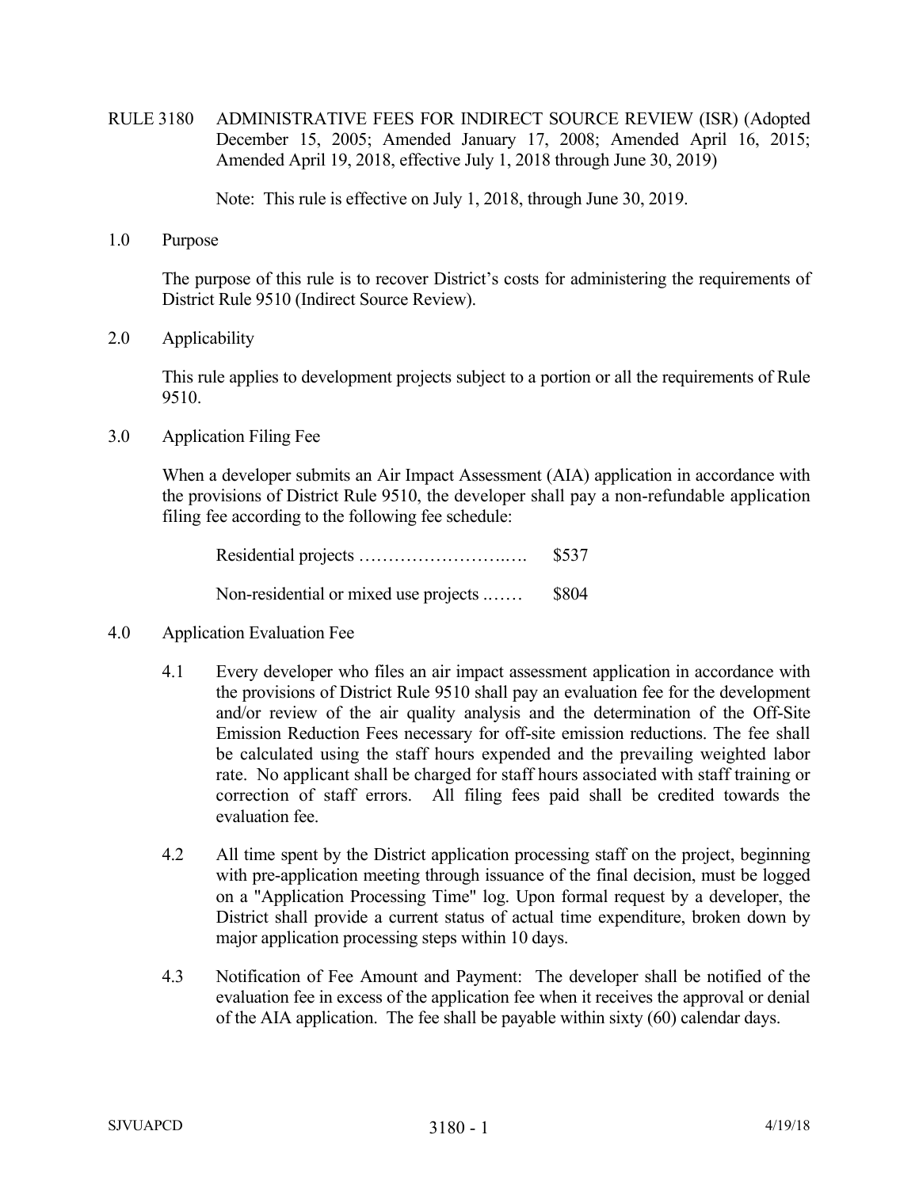# RULE 3180 ADMINISTRATIVE FEES FOR INDIRECT SOURCE REVIEW (ISR) (Adopted December 15, 2005; Amended January 17, 2008; Amended April 16, 2015; Amended April 19, 2018, effective July 1, 2018 through June 30, 2019)

Note: This rule is effective on July 1, 2018, through June 30, 2019.

## 1.0 Purpose

The purpose of this rule is to recover District's costs for administering the requirements of District Rule 9510 (Indirect Source Review).

## 2.0 Applicability

This rule applies to development projects subject to a portion or all the requirements of Rule 9510.

## 3.0 Application Filing Fee

When a developer submits an Air Impact Assessment (AIA) application in accordance with the provisions of District Rule 9510, the developer shall pay a non-refundable application filing fee according to the following fee schedule:

Residential projects ……………………..…. $537

Non-residential or mixed use projects ..…… $804

## 4.0 Application Evaluation Fee

4.1 Every developer who files an air impact assessment application in accordance with the provisions of District Rule 9510 shall pay an evaluation fee for the development and/or review of the air quality analysis and the determination of the Off-Site Emission Reduction Fees necessary for off-site emission reductions. The fee shall be calculated using the staff hours expended and the prevailing weighted labor rate. No applicant shall be charged for staff hours associated with staff training or correction of staff errors. All filing fees paid shall be credited towards the evaluation fee.

4.2 All time spent by the District application processing staff on the project, beginning with pre-application meeting through issuance of the final decision, must be logged on a "Application Processing Time" log. Upon formal request by a developer, the District shall provide a current status of actual time expenditure, broken down by major application processing steps within 10 days.

4.3 Notification of Fee Amount and Payment: The developer shall be notified of the evaluation fee in excess of the application fee when it receives the approval or denial of the AIA application. The fee shall be payable within sixty (60) calendar days.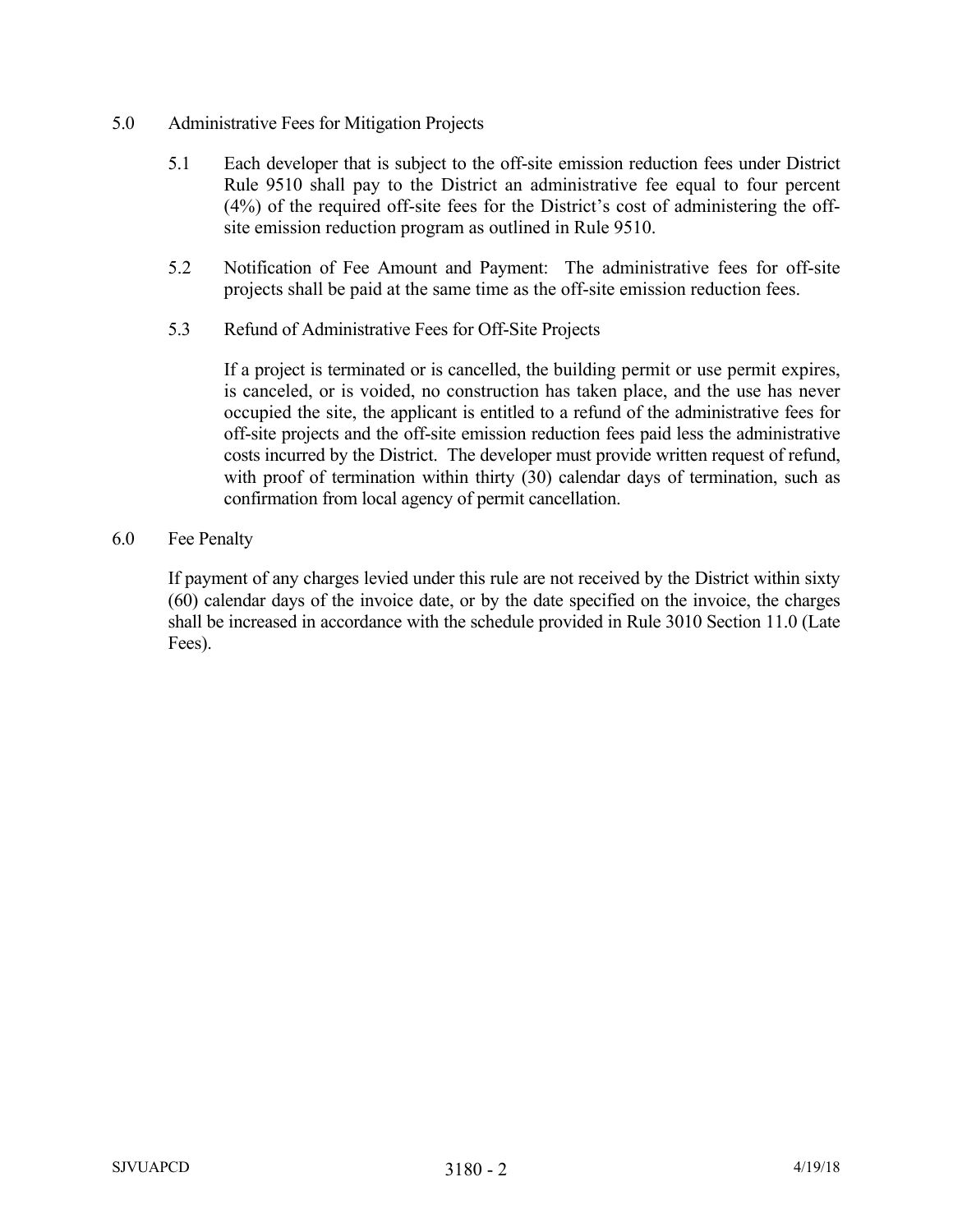## 5.0 Administrative Fees for Mitigation Projects

5.1 Each developer that is subject to the off-site emission reduction fees under District Rule 9510 shall pay to the District an administrative fee equal to four percent (4%) of the required off-site fees for the District's cost of administering the off-site emission reduction program as outlined in Rule 9510.

5.2 Notification of Fee Amount and Payment: The administrative fees for off-site projects shall be paid at the same time as the off-site emission reduction fees.

5.3 Refund of Administrative Fees for Off-Site Projects

If a project is terminated or is cancelled, the building permit or use permit expires, is canceled, or is voided, no construction has taken place, and the use has never occupied the site, the applicant is entitled to a refund of the administrative fees for off-site projects and the off-site emission reduction fees paid less the administrative costs incurred by the District. The developer must provide written request of refund, with proof of termination within thirty (30) calendar days of termination, such as confirmation from local agency of permit cancellation.

## 6.0 Fee Penalty

If payment of any charges levied under this rule are not received by the District within sixty (60) calendar days of the invoice date, or by the date specified on the invoice, the charges shall be increased in accordance with the schedule provided in Rule 3010 Section 11.0 (Late Fees).